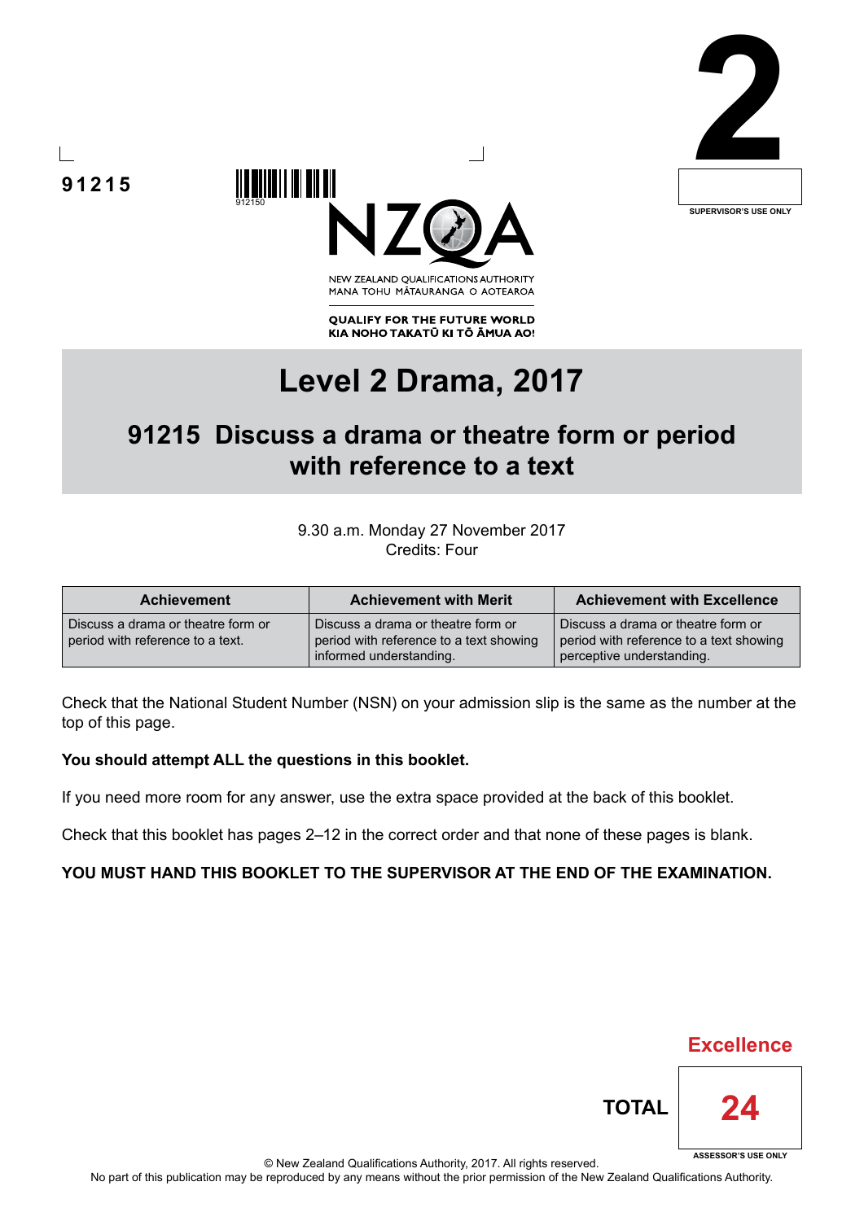91215

912150

2

SUPERVISOR'S USE ONLY

NZQA

NEW ZEALAND QUALIFICATIONS AUTHORITY
MANA TOHU MĀTAURANGA O AOTEAROA

QUALIFY FOR THE FUTURE WORLD
KIA NOHO TAKATŪ KI TŌ ĀMUA AO!

# Level 2 Drama, 2017

## 91215 Discuss a drama or theatre form or period with reference to a text

9.30 a.m. Monday 27 November 2017
Credits: Four

| Achievement | Achievement with Merit | Achievement with Excellence |
|---|---|---|
| Discuss a drama or theatre form or period with reference to a text. | Discuss a drama or theatre form or period with reference to a text showing informed understanding. | Discuss a drama or theatre form or period with reference to a text showing perceptive understanding. |

Check that the National Student Number (NSN) on your admission slip is the same as the number at the top of this page.

**You should attempt ALL the questions in this booklet.**

If you need more room for any answer, use the extra space provided at the back of this booklet.

Check that this booklet has pages 2–12 in the correct order and that none of these pages is blank.

**YOU MUST HAND THIS BOOKLET TO THE SUPERVISOR AT THE END OF THE EXAMINATION.**

Excellence

| TOTAL | 24 |
|---|---|

ASSESSOR'S USE ONLY

© New Zealand Qualifications Authority, 2017. All rights reserved.
No part of this publication may be reproduced by any means without the prior permission of the New Zealand Qualifications Authority.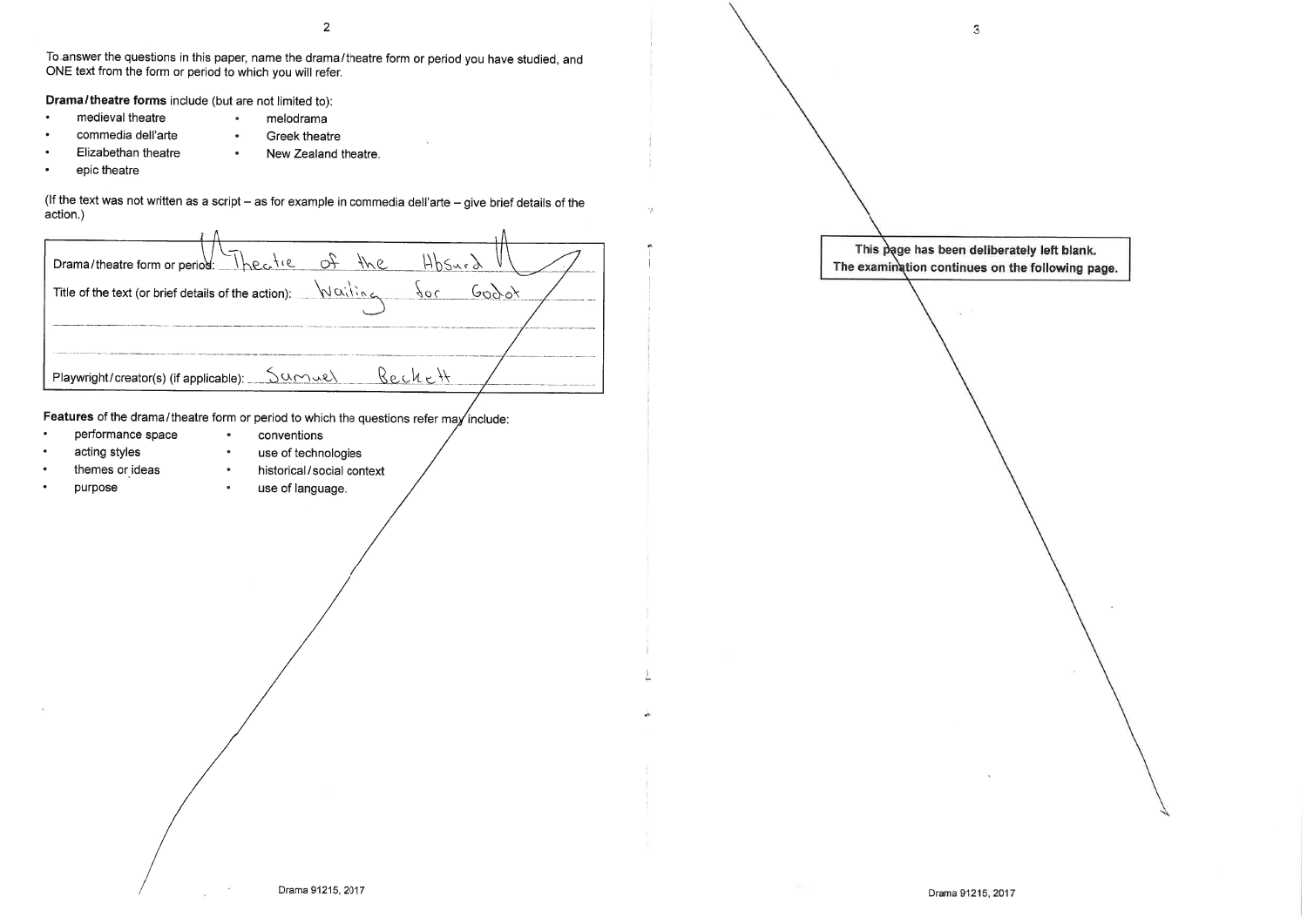To answer the questions in this paper, name the drama/theatre form or period you have studied, and ONE text from the form or period to which you will refer.

**Drama/theatre forms** include (but are not limited to):

- medieval theatre
- commedia dell'arte
- Elizabethan theatre
- epic theatre
- melodrama
- Greek theatre
- New Zealand theatre.

(If the text was not written as a script – as for example in commedia dell'arte – give brief details of the action.)

Drama/theatre form or period: Theatre of the Absurd

Title of the text (or brief details of the action): Waiting for Godot

Playwright/creator(s) (if applicable): Samuel Beckett

**Features** of the drama/theatre form or period to which the questions refer may include:

- performance space
- acting styles
- themes or ideas
- purpose
- conventions
- use of technologies
- historical/social context
- use of language.

This page has been deliberately left blank.
The examination continues on the following page.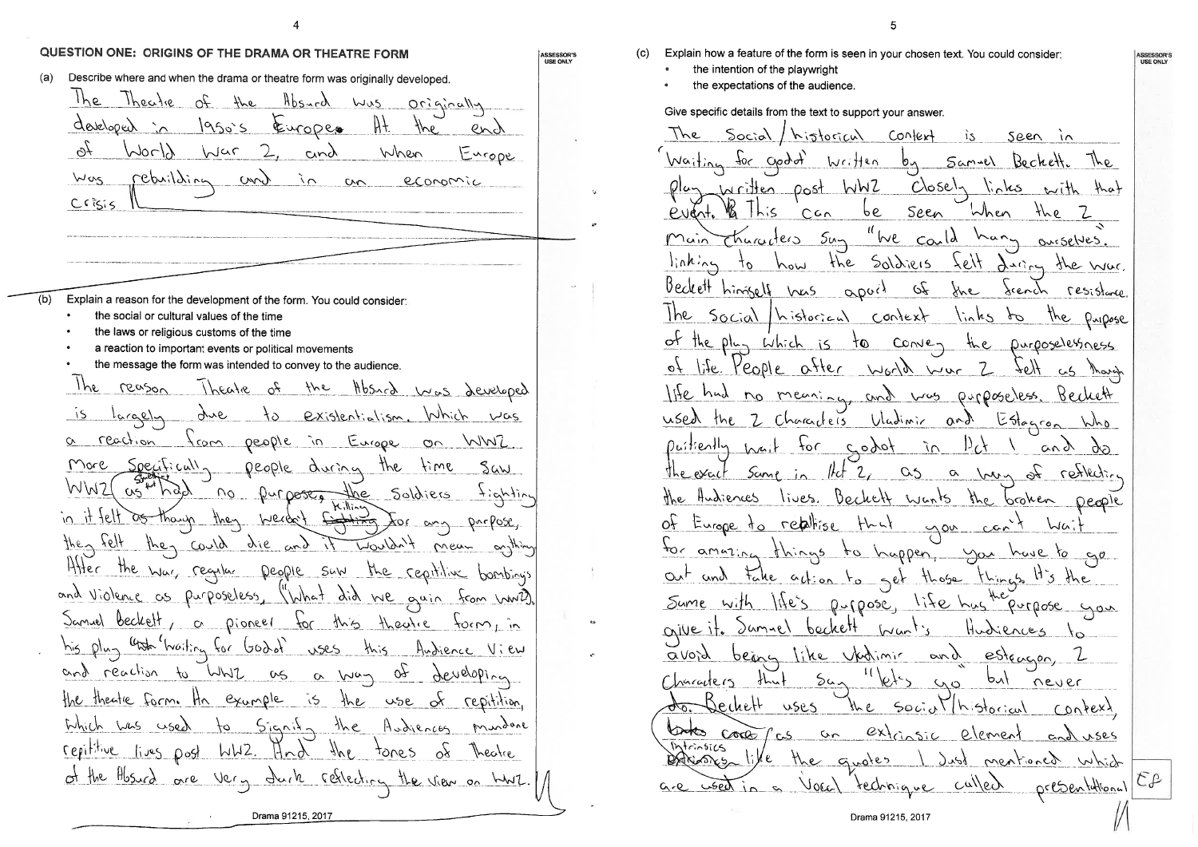## QUESTION ONE: ORIGINS OF THE DRAMA OR THEATRE FORM

(a) Describe where and when the drama or theatre form was originally developed.

The Theatre of the Absurd was originally developed in 1950's Europe. At the end of World War 2, and when Europe was rebuilding and in an economic crisis.

(b) Explain a reason for the development of the form. You could consider:

- the social or cultural values of the time
- the laws or religious customs of the time
- a reaction to important events or political movements
- the message the form was intended to convey to the audience.

The reason Theatre of the Absurd was developed is largely due to existentialism. Which was a reaction from people in Europe on WW2. More specifically, people during the time saw WW2 as something that had no purpose, the soldiers fighting in it felt as though they weren't killing for any purpose, they felt they could die and it wouldn't mean anything. After the war, regular people saw the repitive bombings and violence as purposeless, ("What did we gain from WW2). Samuel Beckett, a pioneer for this theatre form, in his play 'Waiting for Godot' uses this Audience View and reaction to WW2 as a way of developing the theatre form. An example is the use of repitition, which was used to signify the Audiences mundane repititive lives post WW2. And the tones of Theatre of the Absurd are very dark reflecting the view on WW2.

(c) Explain how a feature of the form is seen in your chosen text. You could consider:

- the intention of the playwright
- the expectations of the audience.

Give specific details from the text to support your answer.

The Social/historical context is seen in 'Waiting for godot' written by Samuel Beckett. The play written post WW2 closely links with that event. This can be seen when the 2 main characters say "We could hang ourselves". linking to how the soldiers felt during the war. Beckett himself was apart of the french resistance. The social/historical context links to the purpose of the play which is to convey the purposelessness of life. People after World war 2 felt as though life had no meaning, and was purposeless. Beckett used the 2 characters Vladimir and Estagron who paitiently wait for godot in Act 1 and do the exact same in Act 2, as a way of reflecting the Audiences lives. Beckett wants the broken people of Europe to realise that you can't wait for amazing things to happen, you have to go out and take action to get those things. It's the same with life's purpose, life has the purpose you give it. Samuel beckett want's Audiences to avoid being like Vladimir and estragon, 2 characters that say "let's go" but never do. Beckett uses the social/historical context, as an extrinsic element and uses intrinsics like the quotes I just mentioned which are used in a vocal technique called presentational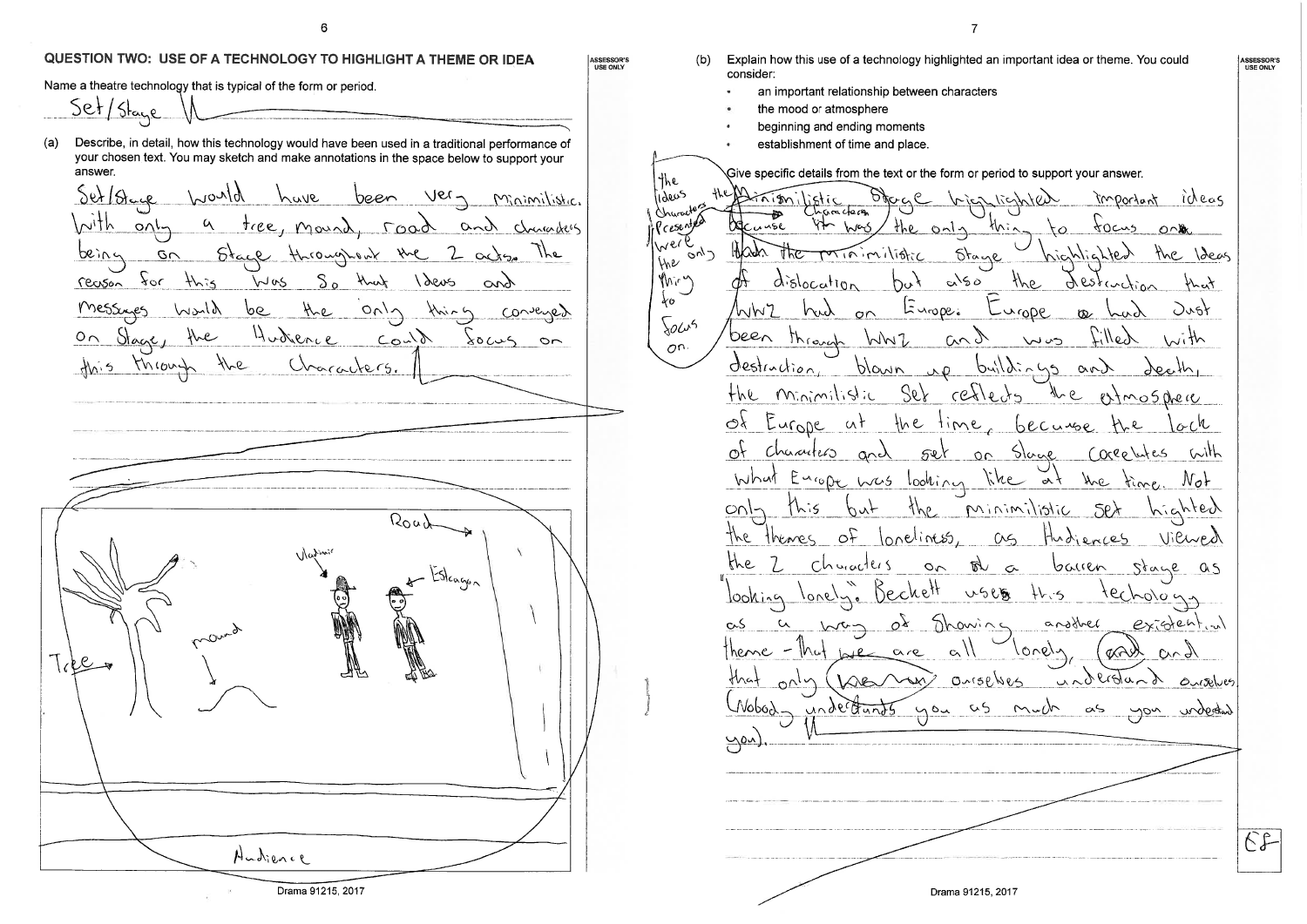## QUESTION TWO: USE OF A TECHNOLOGY TO HIGHLIGHT A THEME OR IDEA

Name a theatre technology that is typical of the form or period.

Set/Stage

(a) Describe, in detail, how this technology would have been used in a traditional performance of your chosen text. You may sketch and make annotations in the space below to support your answer.

Set/Stage would have been very minimilistic, with only a tree, mound, road and characters being on stage throughout the 2 acts. The reason for this was so that Ideas and messages would be the only thing conveyed on stage, the Audience could focus on this through the characters.

Road

Vladimir

Estragon

Tree

mound

Audience

(b) Explain how this use of a technology highlighted an important idea or theme. You could consider:

- an important relationship between characters
- the mood or atmosphere
- beginning and ending moments
- establishment of time and place.

Give specific details from the text or the form or period to support your answer.

The minimilistic stage highlighted important ideas because ~~it was~~ the ideas the characters presented were the only thing to focus on. ~~Both~~ the minimilistic stage highlighted the ideas of dislocation but also the destruction that WW2 had on Europe. Europe ~~a~~ had just been through WW2 and was filled with destruction, blown up buildings and death, the minimilistic set reflects the atmosphere of Europe at the time, because the lack of characters and set on stage coreelates with what Europe was looking like at the time. Not only this but the minimilistic set highted the themes of loneliness, as Audiences viewed the 2 characters on ~~a~~ a barren stage as "looking lonely". Beckett uses this techology as a way of showing another existential theme - that we are all lonely, ~~and~~ and that only ~~we~~ ~~can~~ ourselves understand ourselves (Nobody understands you as much as you understand you).

E8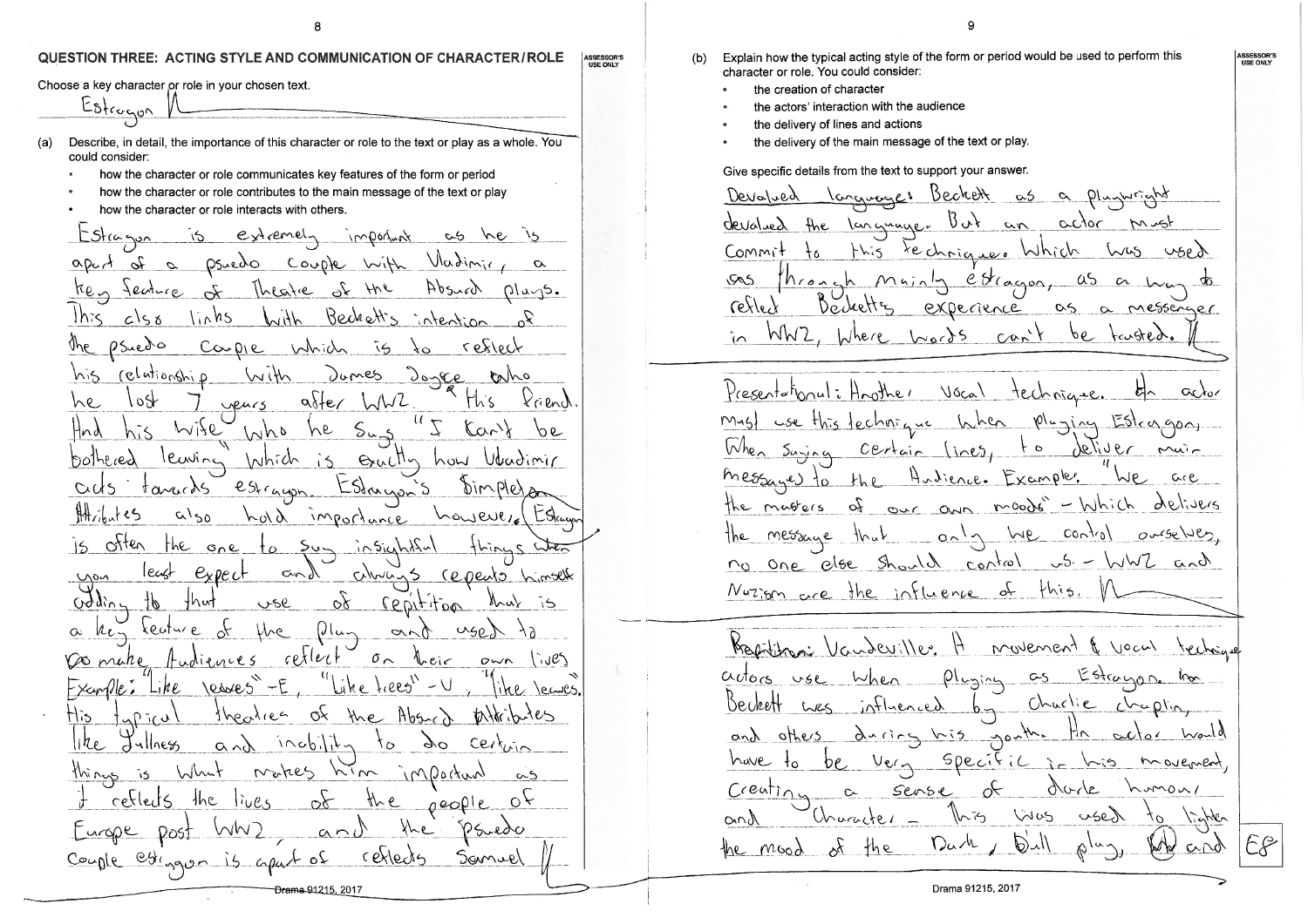## QUESTION THREE: ACTING STYLE AND COMMUNICATION OF CHARACTER/ROLE

Choose a key character or role in your chosen text.

Estragon

(a) Describe, in detail, the importance of this character or role to the text or play as a whole. You could consider:

- how the character or role communicates key features of the form or period
- how the character or role contributes to the main message of the text or play
- how the character or role interacts with others.

Estragon is extremely important as he is apart of a psuedo couple with Vladimir, a key feature of Theatre of the Absurd plays. This also links with Beckett's intention of the psuedo couple which is to reflect his relationship with James Joyce who he lost 7 years after WW2, his friend. And his wife who he says "I can't be bothered leaving" which is exactly how Vladimir acts towards estragon. Estragon's Simpleton Attributes also hold importance however, Estragon is often the one to say insightful things when you least expect and always repeats himself adding to that use of repitition that is a key feature of the play and used to make Audiences reflect on their own lives Example: "Like leaves" - E, "Like trees" - V, "like leaves". His typical theatres of the Absurd attributes like dullness and inability to do certain things is what makes him important as it reflects the lives of the people of Europe post WW2, and the psuedo couple estragon is apart of reflects Samuel

(b) Explain how the typical acting style of the form or period would be used to perform this character or role. You could consider:

- the creation of character
- the actors' interaction with the audience
- the delivery of lines and actions
- the delivery of the main message of the text or play.

Give specific details from the text to support your answer.

Devalued language: Beckett as a playwright devalued the language. But an actor must commit to this technique. Which was used through mainly estragon, as a way to reflect Beckett's experience as a messenger in WW2, where words can't be trusted.

Presentational: Another vocal technique. An actor must use this technique when playing Estragon, when saying certain lines, to deliver main messages to the Audience. Example: "We are the masters of our own moods" - which delivers the message that only we control ourselves, no one else should control us. - WW2 and Nazism are the influence of this.

Vaudeville: A movement & vocal technique actors use when playing as Estragon. As Beckett was influenced by Charlie Chaplin, and others during his youth. An actor would have to be very specific in his movement, creating a sense of dark humour and character - this was used to lighten the mood of the Dark, Dull play, and

E8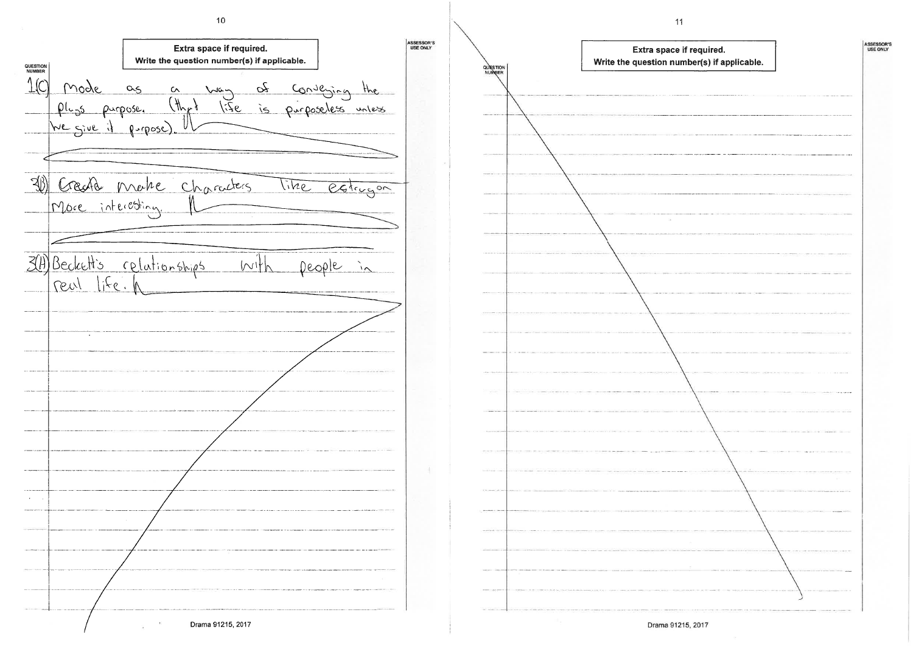**Extra space if required.**
**Write the question number(s) if applicable.**

1(C) mode as a way of conveying the plays purpose. (that life is purposeless unless we give it purpose).

3(B) Create make characters like estragon more interesting.

3(A) Beckett's relationships with people in real life.

**Extra space if required.**
**Write the question number(s) if applicable.**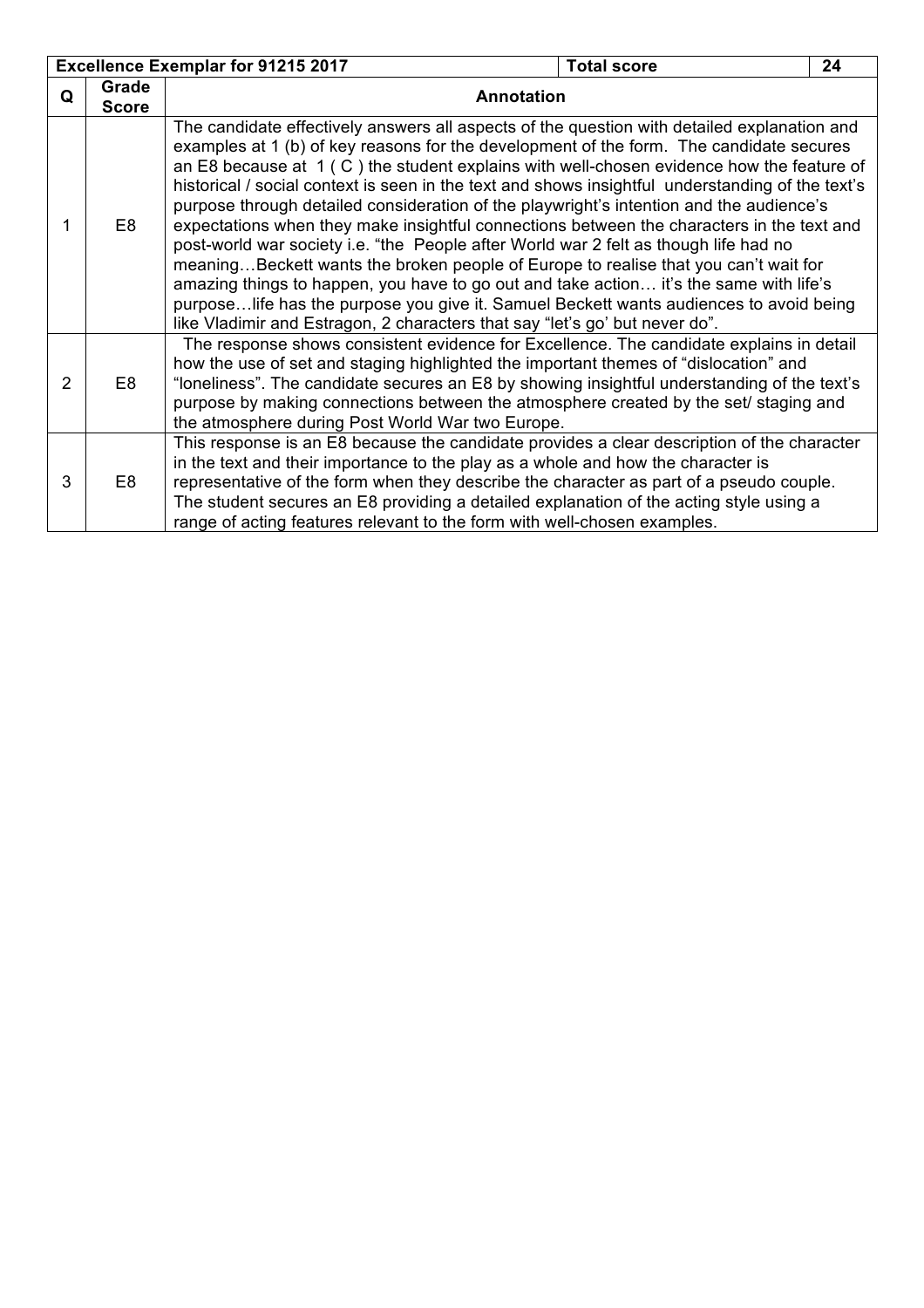| Excellence Exemplar for 91215 2017 | | Total score | 24 |
|---|---|---|---|
| **Q** | **Grade Score** | **Annotation** | |
| 1 | E8 | The candidate effectively answers all aspects of the question with detailed explanation and examples at 1 (b) of key reasons for the development of the form. The candidate secures an E8 because at 1 ( C ) the student explains with well-chosen evidence how the feature of historical / social context is seen in the text and shows insightful understanding of the text's purpose through detailed consideration of the playwright's intention and the audience's expectations when they make insightful connections between the characters in the text and post-world war society i.e. "the People after World war 2 felt as though life had no meaning…Beckett wants the broken people of Europe to realise that you can't wait for amazing things to happen, you have to go out and take action… it's the same with life's purpose…life has the purpose you give it. Samuel Beckett wants audiences to avoid being like Vladimir and Estragon, 2 characters that say "let's go' but never do". | |
| 2 | E8 | The response shows consistent evidence for Excellence. The candidate explains in detail how the use of set and staging highlighted the important themes of "dislocation" and "loneliness". The candidate secures an E8 by showing insightful understanding of the text's purpose by making connections between the atmosphere created by the set/ staging and the atmosphere during Post World War two Europe. | |
| 3 | E8 | This response is an E8 because the candidate provides a clear description of the character in the text and their importance to the play as a whole and how the character is representative of the form when they describe the character as part of a pseudo couple. The student secures an E8 providing a detailed explanation of the acting style using a range of acting features relevant to the form with well-chosen examples. | |